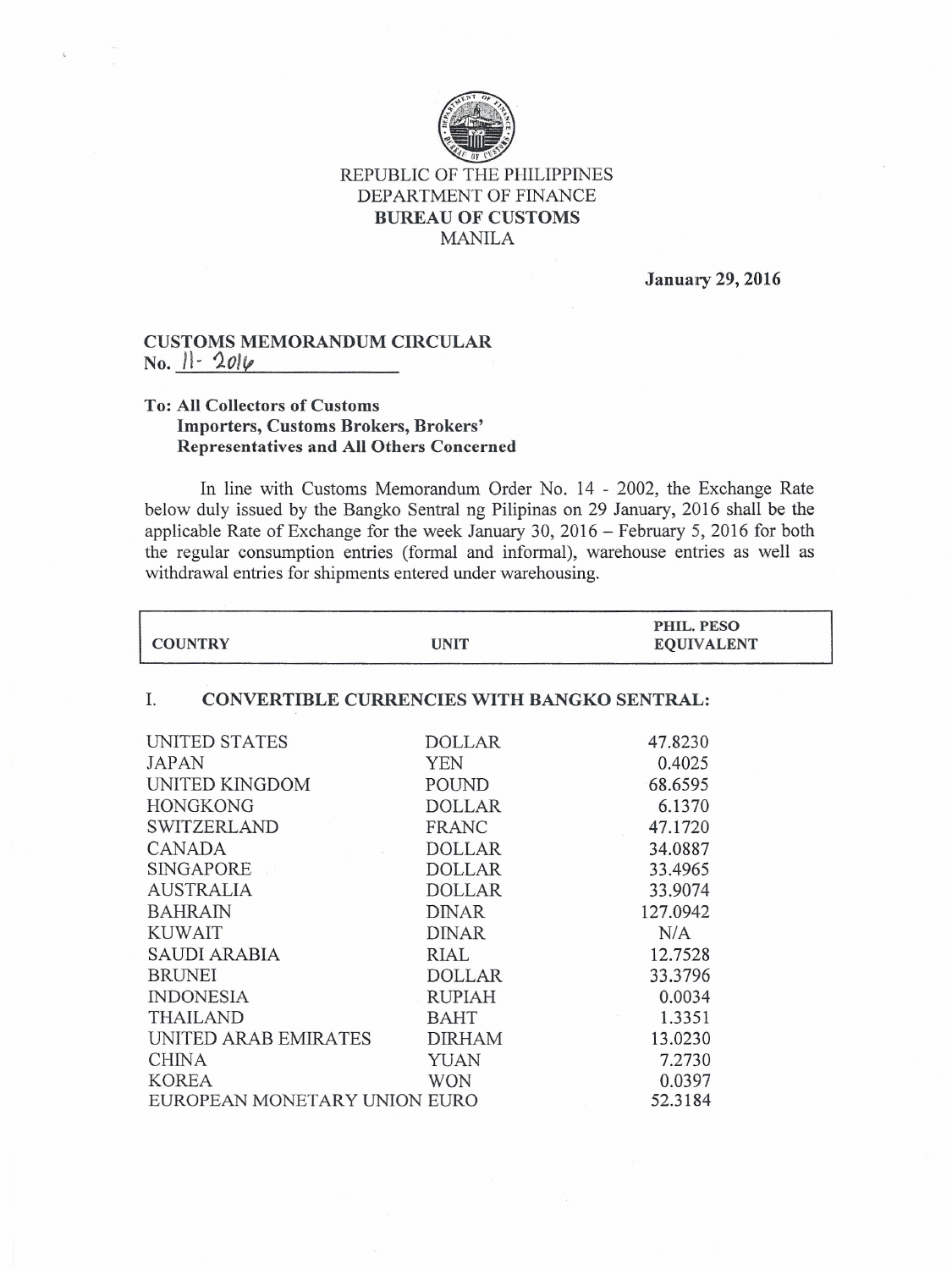REPUBLIC OF THE PHILIPPINES
DEPARTMENT OF FINANCE
**BUREAU OF CUSTOMS**
MANILA

**January 29, 2016**

**CUSTOMS MEMORANDUM CIRCULAR**
**No. 11- 2016**

**To: All Collectors of Customs**
**Importers, Customs Brokers, Brokers' Representatives and All Others Concerned**

In line with Customs Memorandum Order No. 14 - 2002, the Exchange Rate below duly issued by the Bangko Sentral ng Pilipinas on 29 January, 2016 shall be the applicable Rate of Exchange for the week January 30, 2016 – February 5, 2016 for both the regular consumption entries (formal and informal), warehouse entries as well as withdrawal entries for shipments entered under warehousing.

| COUNTRY | UNIT | PHIL. PESO EQUIVALENT |
|---|---|---|
| **I. CONVERTIBLE CURRENCIES WITH BANGKO SENTRAL:** | | |
| UNITED STATES | DOLLAR | 47.8230 |
| JAPAN | YEN | 0.4025 |
| UNITED KINGDOM | POUND | 68.6595 |
| HONGKONG | DOLLAR | 6.1370 |
| SWITZERLAND | FRANC | 47.1720 |
| CANADA | DOLLAR | 34.0887 |
| SINGAPORE | DOLLAR | 33.4965 |
| AUSTRALIA | DOLLAR | 33.9074 |
| BAHRAIN | DINAR | 127.0942 |
| KUWAIT | DINAR | N/A |
| SAUDI ARABIA | RIAL | 12.7528 |
| BRUNEI | DOLLAR | 33.3796 |
| INDONESIA | RUPIAH | 0.0034 |
| THAILAND | BAHT | 1.3351 |
| UNITED ARAB EMIRATES | DIRHAM | 13.0230 |
| CHINA | YUAN | 7.2730 |
| KOREA | WON | 0.0397 |
| EUROPEAN MONETARY UNION | EURO | 52.3184 |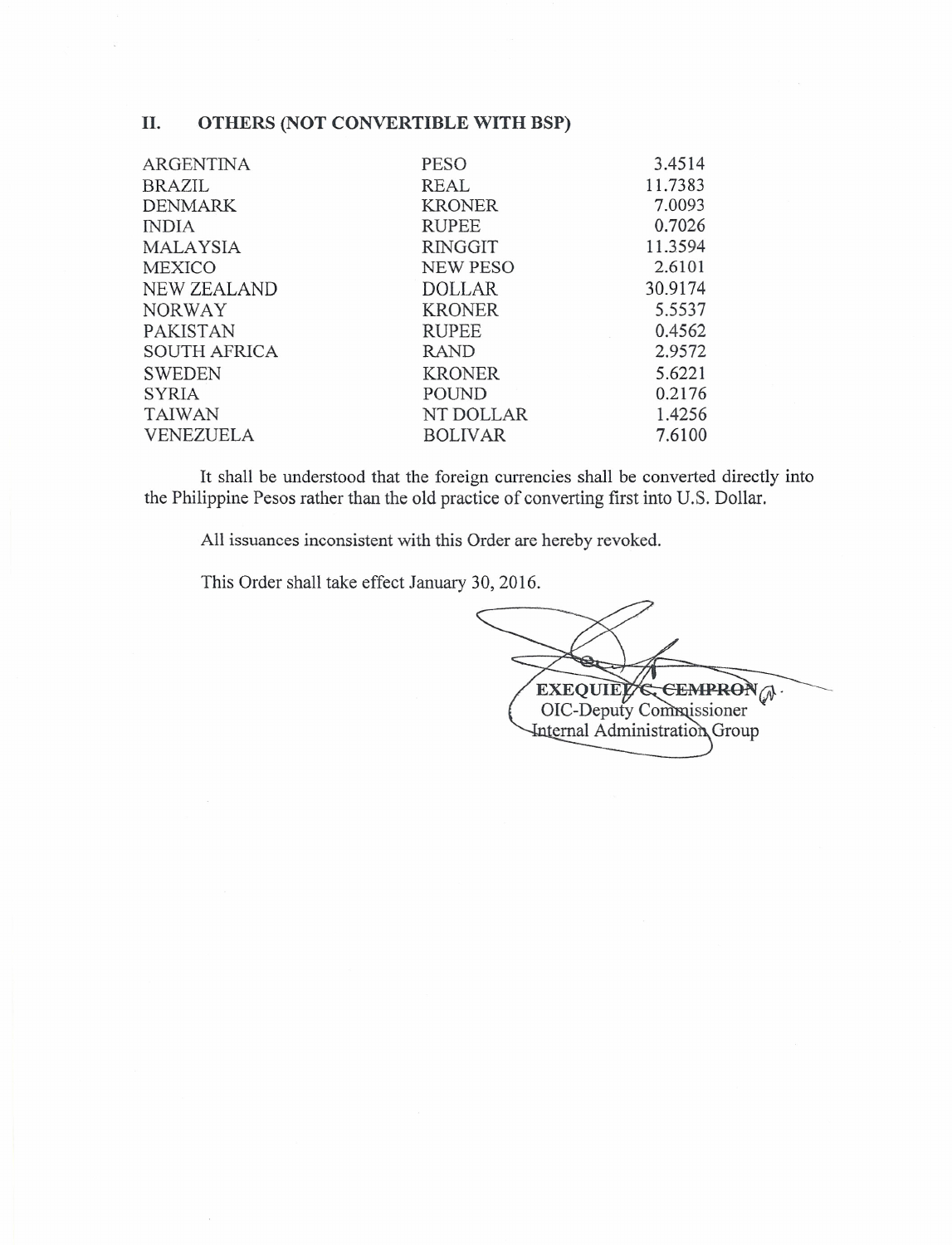## II. OTHERS (NOT CONVERTIBLE WITH BSP)

| | | |
|---|---|---|
| ARGENTINA | PESO | 3.4514 |
| BRAZIL | REAL | 11.7383 |
| DENMARK | KRONER | 7.0093 |
| INDIA | RUPEE | 0.7026 |
| MALAYSIA | RINGGIT | 11.3594 |
| MEXICO | NEW PESO | 2.6101 |
| NEW ZEALAND | DOLLAR | 30.9174 |
| NORWAY | KRONER | 5.5537 |
| PAKISTAN | RUPEE | 0.4562 |
| SOUTH AFRICA | RAND | 2.9572 |
| SWEDEN | KRONER | 5.6221 |
| SYRIA | POUND | 0.2176 |
| TAIWAN | NT DOLLAR | 1.4256 |
| VENEZUELA | BOLIVAR | 7.6100 |

It shall be understood that the foreign currencies shall be converted directly into the Philippine Pesos rather than the old practice of converting first into U.S. Dollar.

All issuances inconsistent with this Order are hereby revoked.

This Order shall take effect January 30, 2016.

**EXEQUIEL C. CEMPRON**
OIC-Deputy Commissioner
Internal Administration Group